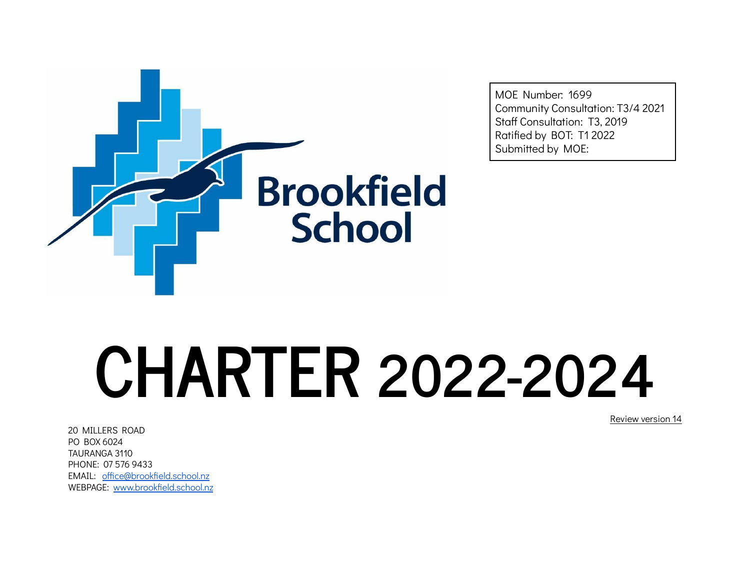Brookfield School

MOE Number: 1699
Community Consultation: T3/4 2021
Staff Consultation: T3, 2019
Ratified by BOT: T1 2022
Submitted by MOE:

# CHARTER 2022-2024

Review version 14

20 MILLERS ROAD
PO BOX 6024
TAURANGA 3110
PHONE: 07 576 9433
EMAIL: office@brookfield.school.nz
WEBPAGE: www.brookfield.school.nz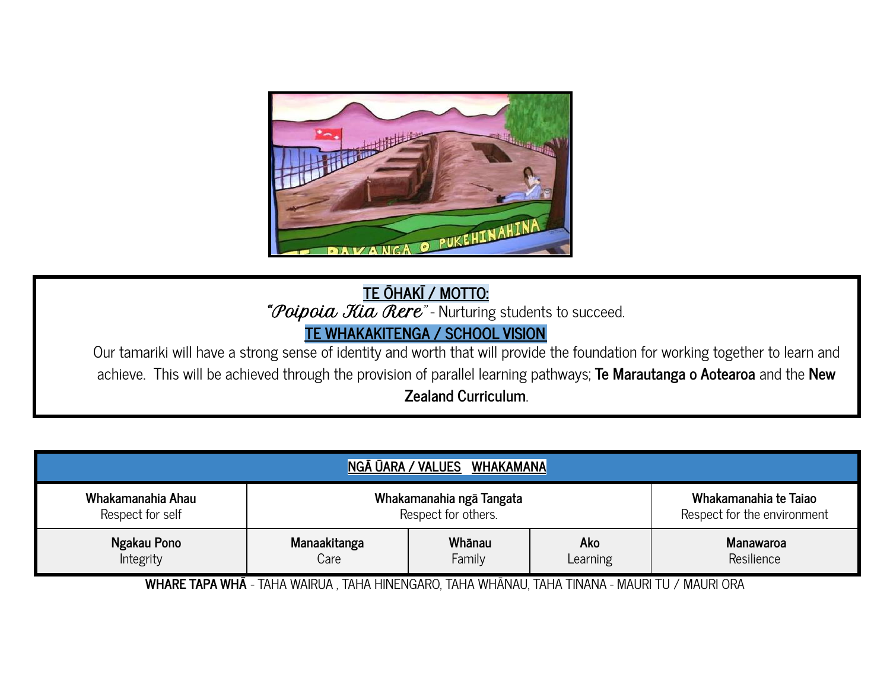**TE ŌHAKĪ / MOTTO:**

*"Poipoia Kia Rere"* - Nurturing students to succeed.

**TE WHAKAKITENGA / SCHOOL VISION**

Our tamariki will have a strong sense of identity and worth that will provide the foundation for working together to learn and achieve. This will be achieved through the provision of parallel learning pathways; **Te Marautanga o Aotearoa** and the **New Zealand Curriculum**.

| NGĀ ŪARA / VALUES WHAKAMANA | | | | |
|---|---|---|---|---|
| **Whakamanahia Ahau**<br>Respect for self | **Whakamanahia ngā Tangata**<br>Respect for others. | | | **Whakamanahia te Taiao**<br>Respect for the environment |
| **Ngakau Pono**<br>Integrity | **Manaakitanga**<br>Care | **Whānau**<br>Family | **Ako**<br>Learning | **Manawaroa**<br>Resilience |

**WHARE TAPA WHĀ** - TAHA WAIRUA , TAHA HINENGARO, TAHA WHĀNAU, TAHA TINANA - MAURI TU / MAURI ORA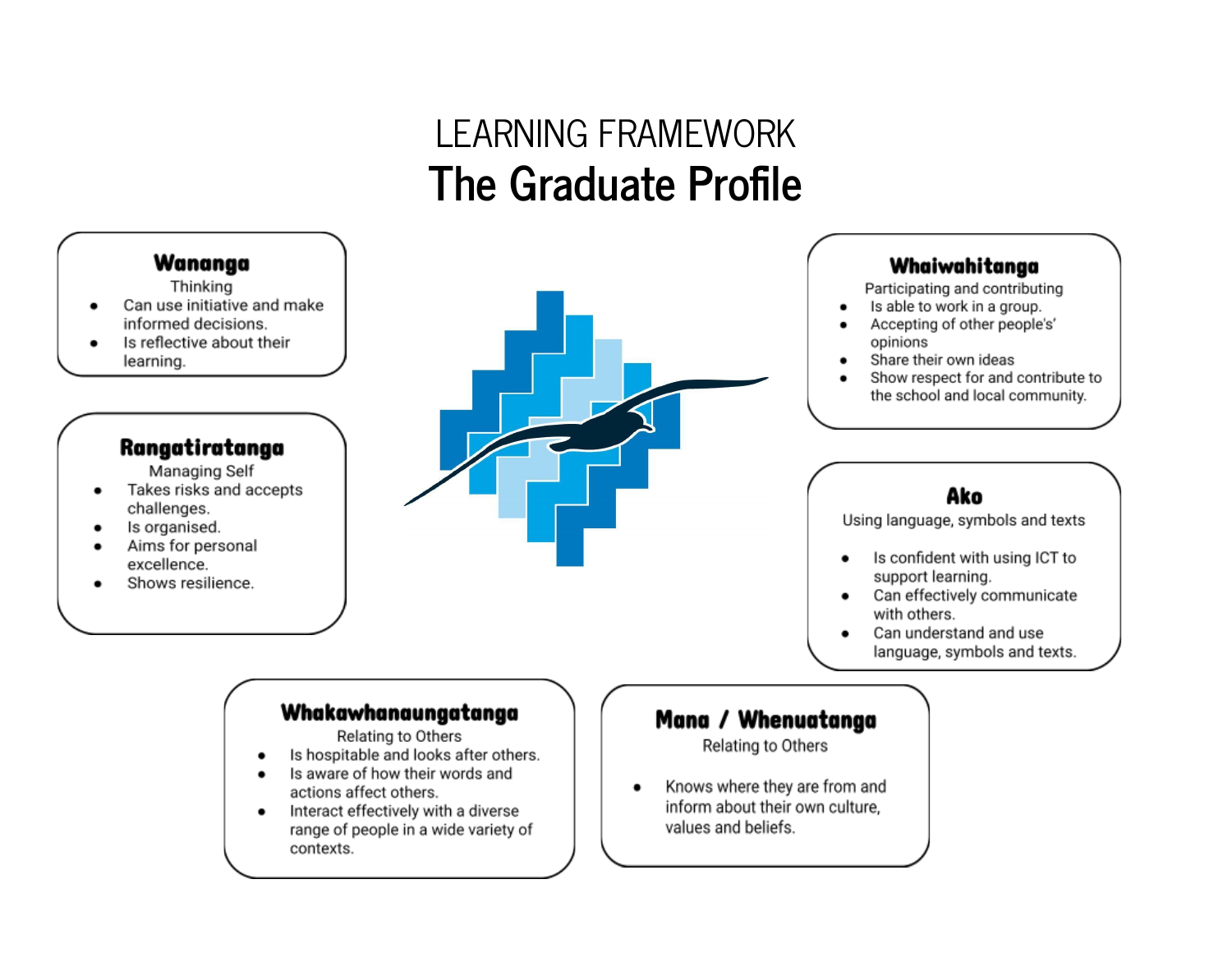# LEARNING FRAMEWORK

## The Graduate Profile

### Wananga

Thinking

- Can use initiative and make informed decisions.
- Is reflective about their learning.

### Rangatiratanga

Managing Self

- Takes risks and accepts challenges.
- Is organised.
- Aims for personal excellence.
- Shows resilience.

### Whaiwahitanga

Participating and contributing

- Is able to work in a group.
- Accepting of other people's' opinions
- Share their own ideas
- Show respect for and contribute to the school and local community.

### Ako

Using language, symbols and texts

- Is confident with using ICT to support learning.
- Can effectively communicate with others.
- Can understand and use language, symbols and texts.

### Whakawhanaungatanga

Relating to Others

- Is hospitable and looks after others.
- Is aware of how their words and actions affect others.
- Interact effectively with a diverse range of people in a wide variety of contexts.

### Mana / Whenuatanga

Relating to Others

- Knows where they are from and inform about their own culture, values and beliefs.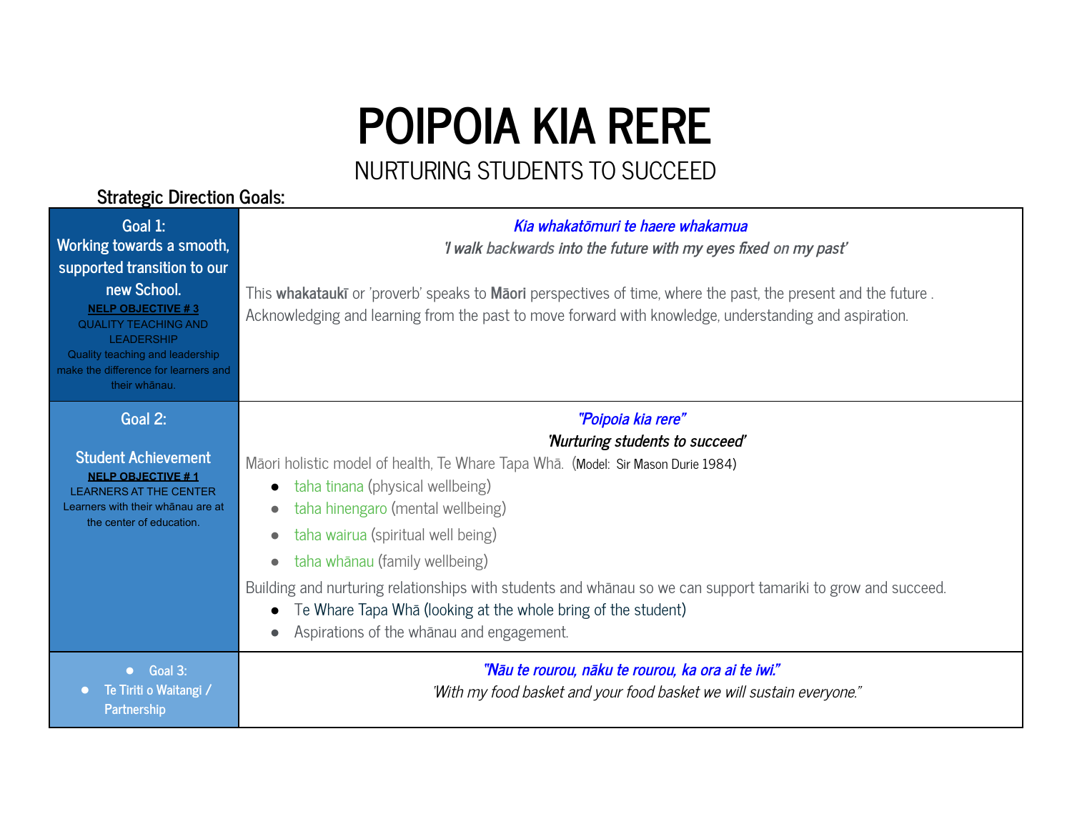# POIPOIA KIA RERE

## NURTURING STUDENTS TO SUCCEED

### Strategic Direction Goals:

| Goal | Description |
|---|---|
| **Goal 1:** Working towards a smooth, supported transition to our new School. <br> **NELP OBJECTIVE # 3** <br> QUALITY TEACHING AND LEADERSHIP <br> Quality teaching and leadership make the difference for learners and their whānau. | ***Kia whakatōmuri te haere whakamua*** <br> ***'I walk backwards into the future with my eyes fixed on my past'*** <br><br> This **whakataukī** or 'proverb' speaks to **Māori** perspectives of time, where the past, the present and the future . Acknowledging and learning from the past to move forward with knowledge, understanding and aspiration. |
| **Goal 2:** <br><br> **Student Achievement** <br> **NELP OBJECTIVE # 1** <br> LEARNERS AT THE CENTER <br> Learners with their whānau are at the center of education. | ***"Poipoia kia rere"*** <br> ***'Nurturing students to succeed'*** <br> Māori holistic model of health, Te Whare Tapa Whā. (Model: Sir Mason Durie 1984) <br> • taha tinana (physical wellbeing) <br> • taha hinengaro (mental wellbeing) <br> • taha wairua (spiritual well being) <br> • taha whānau (family wellbeing) <br> Building and nurturing relationships with students and whānau so we can support tamariki to grow and succeed. <br> • Te Whare Tapa Whā (looking at the whole bring of the student) <br> • Aspirations of the whānau and engagement. |
| • **Goal 3:** <br> • **Te Tiriti o Waitangi / Partnership** | ***"Nāu te rourou, nāku te rourou, ka ora ai te iwi."*** <br> *'With my food basket and your food basket we will sustain everyone."* |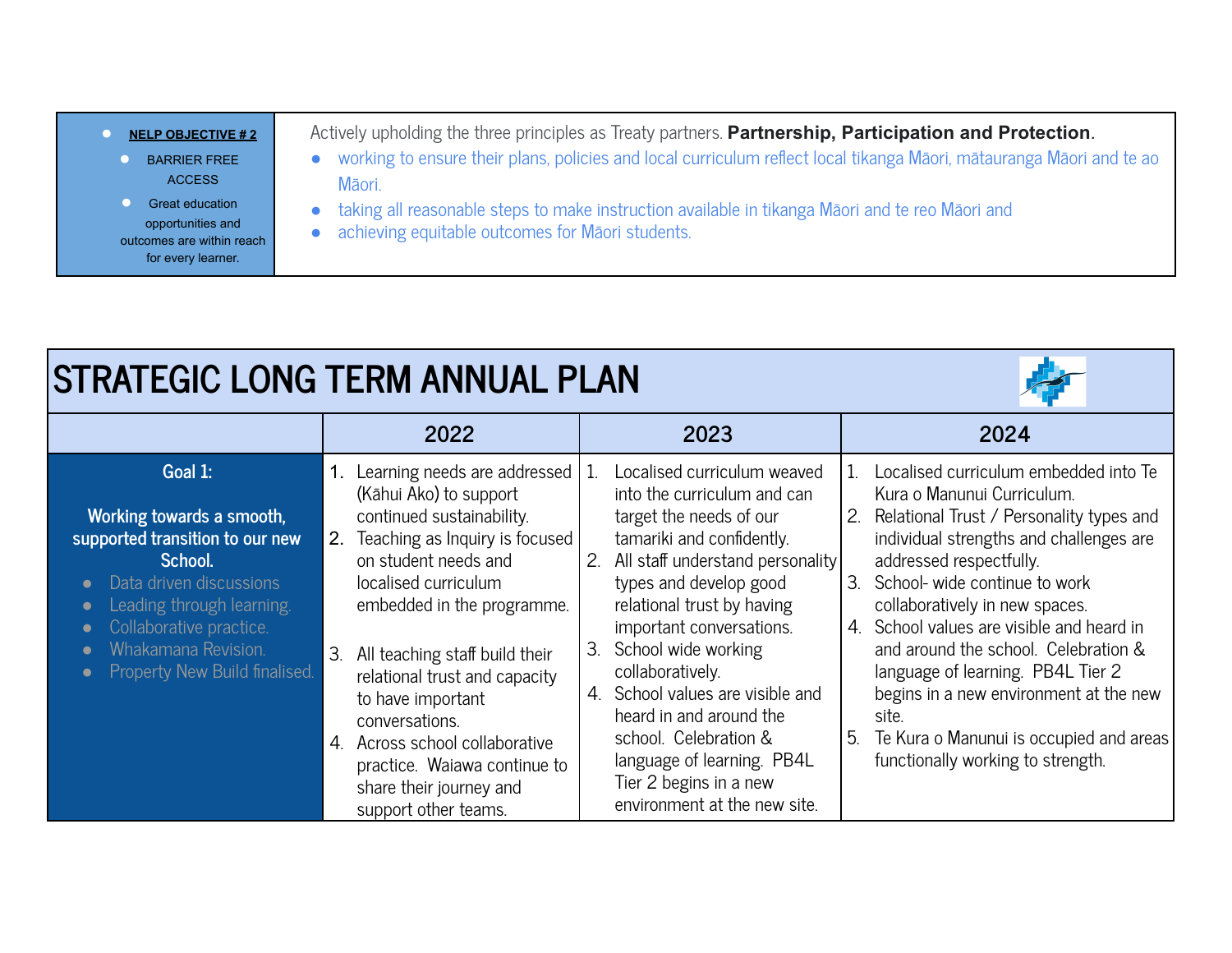| NELP OBJECTIVE # 2<br>• BARRIER FREE ACCESS<br>• Great education opportunities and outcomes are within reach for every learner. | Actively upholding the three principles as Treaty partners. **Partnership, Participation and Protection**.<br>• working to ensure their plans, policies and local curriculum reflect local tikanga Māori, mātauranga Māori and te ao Māori.<br>• taking all reasonable steps to make instruction available in tikanga Māori and te reo Māori and<br>• achieving equitable outcomes for Māori students. |
|---|---|

# STRATEGIC LONG TERM ANNUAL PLAN

| | 2022 | 2023 | 2024 |
|---|---|---|---|
| **Goal 1:**<br><br>**Working towards a smooth, supported transition to our new School.**<br>• Data driven discussions<br>• Leading through learning.<br>• Collaborative practice.<br>• Whakamana Revision.<br>• Property New Build finalised. | 1. Learning needs are addressed (Kāhui Ako) to support continued sustainability.<br>2. Teaching as Inquiry is focused on student needs and localised curriculum embedded in the programme.<br><br>3. All teaching staff build their relational trust and capacity to have important conversations.<br>4. Across school collaborative practice. Waiawa continue to share their journey and support other teams. | 1. Localised curriculum weaved into the curriculum and can target the needs of our tamariki and confidently.<br>2. All staff understand personality types and develop good relational trust by having important conversations.<br>3. School wide working collaboratively.<br>4. School values are visible and heard in and around the school. Celebration & language of learning. PB4L Tier 2 begins in a new environment at the new site. | 1. Localised curriculum embedded into Te Kura o Manunui Curriculum.<br>2. Relational Trust / Personality types and individual strengths and challenges are addressed respectfully.<br>3. School- wide continue to work collaboratively in new spaces.<br>4. School values are visible and heard in and around the school. Celebration & language of learning. PB4L Tier 2 begins in a new environment at the new site.<br>5. Te Kura o Manunui is occupied and areas functionally working to strength. |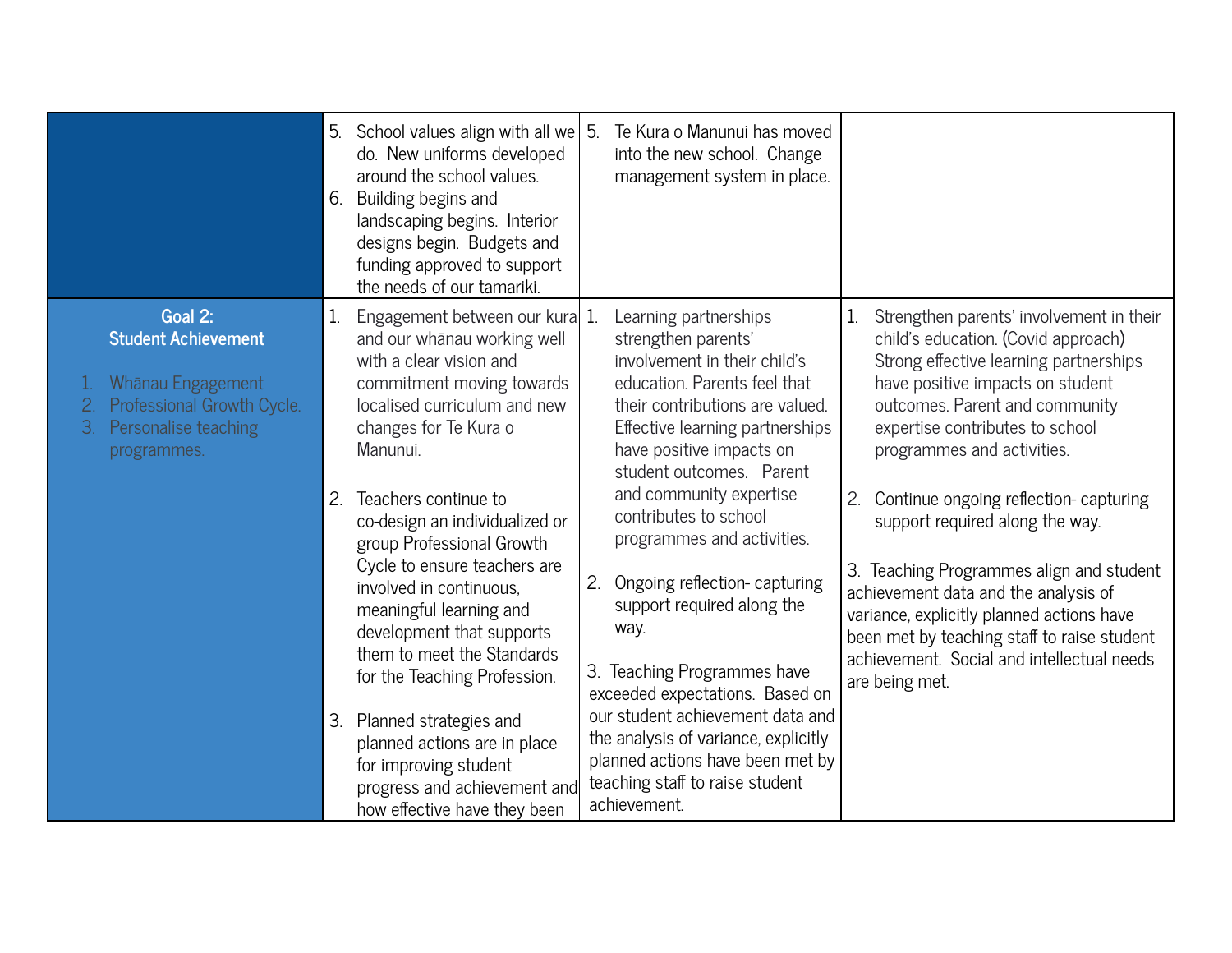| | | | |
|---|---|---|---|
| | 5. School values align with all we do. New uniforms developed around the school values.<br>6. Building begins and landscaping begins. Interior designs begin. Budgets and funding approved to support the needs of our tamariki. | 5. Te Kura o Manunui has moved into the new school. Change management system in place. | |
| **Goal 2: Student Achievement**<br><br>1. Whānau Engagement<br>2. Professional Growth Cycle.<br>3. Personalise teaching programmes. | 1. Engagement between our kura and our whānau working well with a clear vision and commitment moving towards localised curriculum and new changes for Te Kura o Manunui.<br><br>2. Teachers continue to co-design an individualized or group Professional Growth Cycle to ensure teachers are involved in continuous, meaningful learning and development that supports them to meet the Standards for the Teaching Profession.<br><br>3. Planned strategies and planned actions are in place for improving student progress and achievement and how effective have they been | 1. Learning partnerships strengthen parents' involvement in their child's education. Parents feel that their contributions are valued. Effective learning partnerships have positive impacts on student outcomes. Parent and community expertise contributes to school programmes and activities.<br><br>2. Ongoing reflection- capturing support required along the way.<br><br>3. Teaching Programmes have exceeded expectations. Based on our student achievement data and the analysis of variance, explicitly planned actions have been met by teaching staff to raise student achievement. | 1. Strengthen parents' involvement in their child's education. (Covid approach) Strong effective learning partnerships have positive impacts on student outcomes. Parent and community expertise contributes to school programmes and activities.<br><br>2. Continue ongoing reflection- capturing support required along the way.<br><br>3. Teaching Programmes align and student achievement data and the analysis of variance, explicitly planned actions have been met by teaching staff to raise student achievement. Social and intellectual needs are being met. |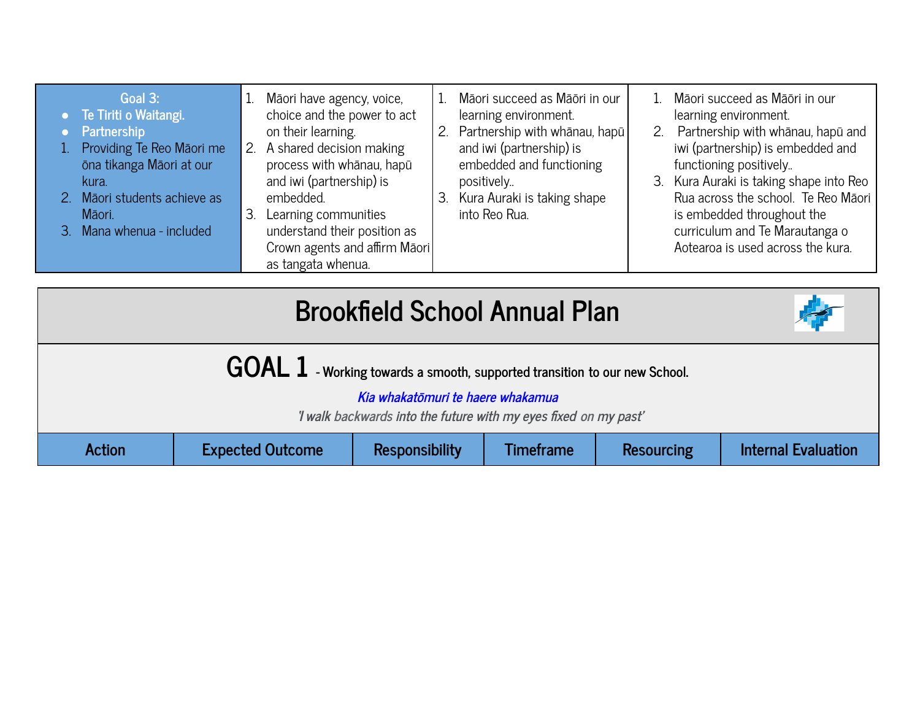| Goal 3:<br>• Te Tiriti o Waitangi.<br>• Partnership<br>1. Providing Te Reo Māori me ōna tikanga Māori at our kura.<br>2. Māori students achieve as Māori.<br>3. Mana whenua - included | 1. Māori have agency, voice, choice and the power to act on their learning.<br>2. A shared decision making process with whānau, hapū and iwi (partnership) is embedded.<br>3. Learning communities understand their position as Crown agents and affirm Māori as tangata whenua. | 1. Māori succeed as Māori in our learning environment.<br>2. Partnership with whānau, hapū and iwi (partnership) is embedded and functioning positively..<br>3. Kura Auraki is taking shape into Reo Rua. | 1. Māori succeed as Māori in our learning environment.<br>2. Partnership with whānau, hapū and iwi (partnership) is embedded and functioning positively..<br>3. Kura Auraki is taking shape into Reo Rua across the school. Te Reo Māori is embedded throughout the curriculum and Te Marautanga o Aotearoa is used across the kura. |
|---|---|---|---|

# Brookfield School Annual Plan

## GOAL 1 - Working towards a smooth, supported transition to our new School.

*Kia whakatōmuri te haere whakamua*

*'I walk backwards into the future with my eyes fixed on my past'*

| Action | Expected Outcome | Responsibility | Timeframe | Resourcing | Internal Evaluation |
|---|---|---|---|---|---|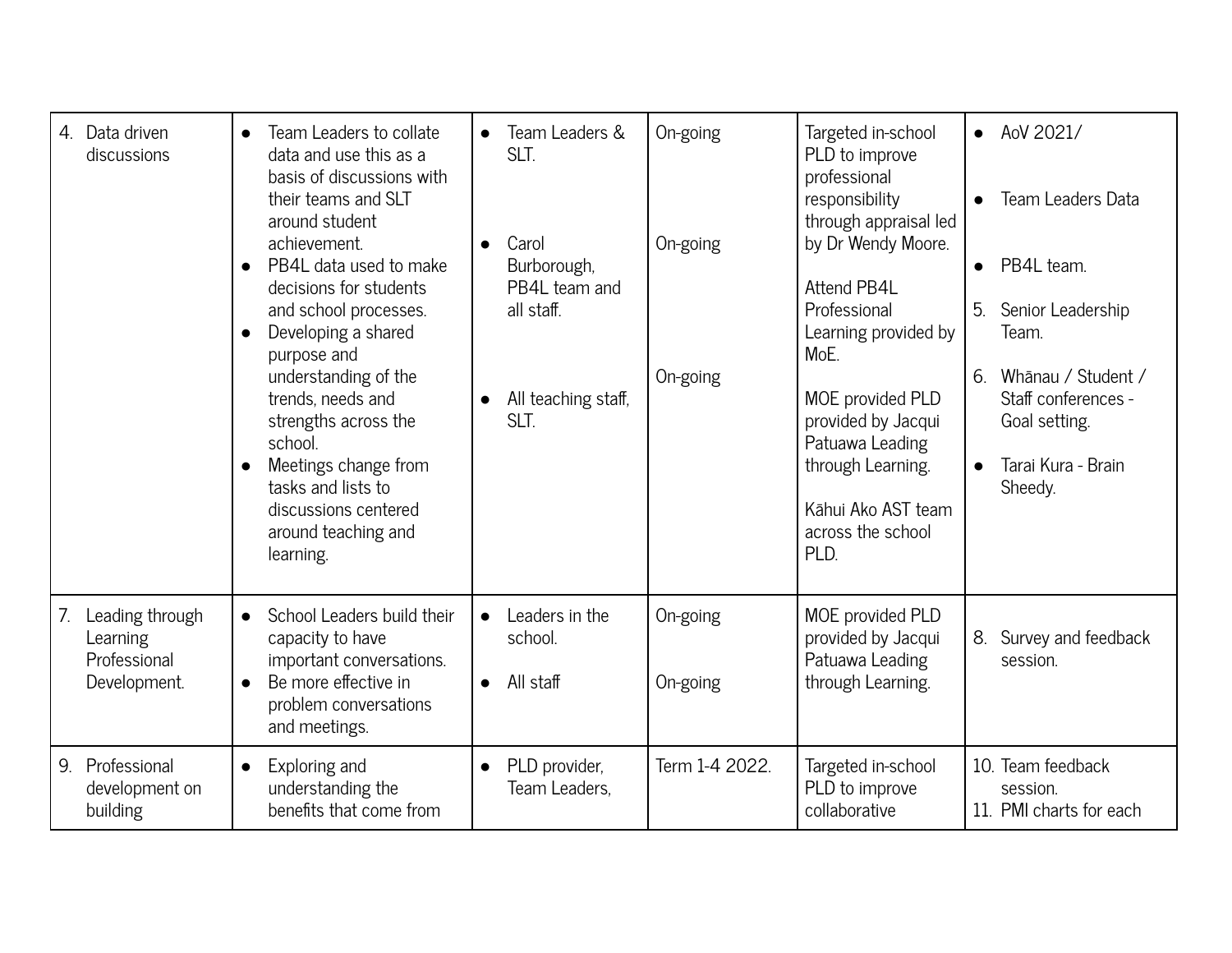| | | | | | |
|---|---|---|---|---|---|
| 4. Data driven discussions | • Team Leaders to collate data and use this as a basis of discussions with their teams and SLT around student achievement.<br>• PB4L data used to make decisions for students and school processes.<br>• Developing a shared purpose and understanding of the trends, needs and strengths across the school.<br>• Meetings change from tasks and lists to discussions centered around teaching and learning. | • Team Leaders & SLT.<br><br>• Carol Burborough, PB4L team and all staff.<br><br>• All teaching staff, SLT. | On-going<br><br>On-going<br><br>On-going | Targeted in-school PLD to improve professional responsibility through appraisal led by Dr Wendy Moore.<br><br>Attend PB4L Professional Learning provided by MoE.<br><br>MOE provided PLD provided by Jacqui Patuawa Leading through Learning.<br><br>Kāhui Ako AST team across the school PLD. | • AoV 2021/<br><br>• Team Leaders Data<br><br>• PB4L team.<br><br>5. Senior Leadership Team.<br><br>6. Whānau / Student / Staff conferences - Goal setting.<br><br>• Tarai Kura - Brain Sheedy. |
| 7. Leading through Learning Professional Development. | • School Leaders build their capacity to have important conversations.<br>• Be more effective in problem conversations and meetings. | • Leaders in the school.<br><br>• All staff | On-going<br><br>On-going | MOE provided PLD provided by Jacqui Patuawa Leading through Learning. | 8. Survey and feedback session. |
| 9. Professional development on building | • Exploring and understanding the benefits that come from | • PLD provider, Team Leaders, | Term 1-4 2022. | Targeted in-school PLD to improve collaborative | 10. Team feedback session.<br>11. PMI charts for each |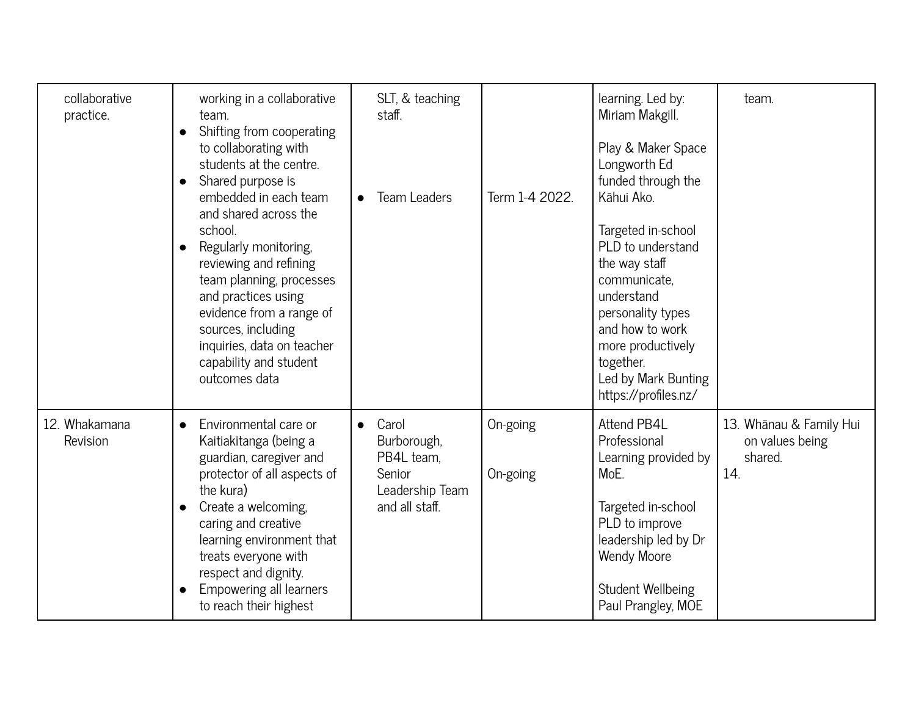| | | | | | |
|---|---|---|---|---|---|
| collaborative practice. | working in a collaborative team.<br>• Shifting from cooperating to collaborating with students at the centre.<br>• Shared purpose is embedded in each team and shared across the school.<br>• Regularly monitoring, reviewing and refining team planning, processes and practices using evidence from a range of sources, including inquiries, data on teacher capability and student outcomes data | SLT, & teaching staff.<br><br>• Team Leaders | <br><br><br>Term 1-4 2022. | learning. Led by: Miriam Makgill.<br><br>Play & Maker Space Longworth Ed funded through the Kāhui Ako.<br><br>Targeted in-school PLD to understand the way staff communicate, understand personality types and how to work more productively together.<br>Led by Mark Bunting https://profiles.nz/ | team. |
| 12. Whakamana Revision | • Environmental care or Kaitiakitanga (being a guardian, caregiver and protector of all aspects of the kura)<br>• Create a welcoming, caring and creative learning environment that treats everyone with respect and dignity.<br>• Empowering all learners to reach their highest | • Carol Burborough, PB4L team, Senior Leadership Team and all staff. | On-going<br><br>On-going | Attend PB4L Professional Learning provided by MoE.<br><br>Targeted in-school PLD to improve leadership led by Dr Wendy Moore<br><br>Student Wellbeing Paul Prangley, MOE | 13. Whānau & Family Hui on values being shared.<br>14. |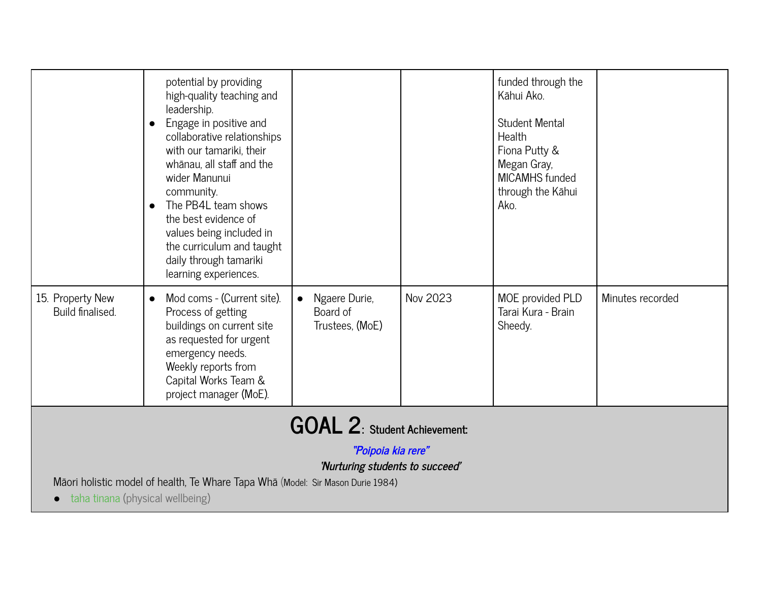| | | | | | |
|---|---|---|---|---|---|
| | potential by providing high-quality teaching and leadership.<br>● Engage in positive and collaborative relationships with our tamariki, their whānau, all staff and the wider Manunui community.<br>● The PB4L team shows the best evidence of values being included in the curriculum and taught daily through tamariki learning experiences. | | | funded through the Kāhui Ako.<br><br>Student Mental Health<br>Fiona Putty & Megan Gray, MICAMHS funded through the Kāhui Ako. | |
| 15. Property New Build finalised. | ● Mod coms - (Current site). Process of getting buildings on current site as requested for urgent emergency needs. Weekly reports from Capital Works Team & project manager (MoE). | ● Ngaere Durie, Board of Trustees, (MoE) | Nov 2023 | MOE provided PLD Tarai Kura - Brain Sheedy. | Minutes recorded |

# GOAL 2: Student Achievement:

***"Poipoia kia rere"***

***'Nurturing students to succeed'***

Māori holistic model of health, Te Whare Tapa Whā (Model: Sir Mason Durie 1984)

- taha tinana (physical wellbeing)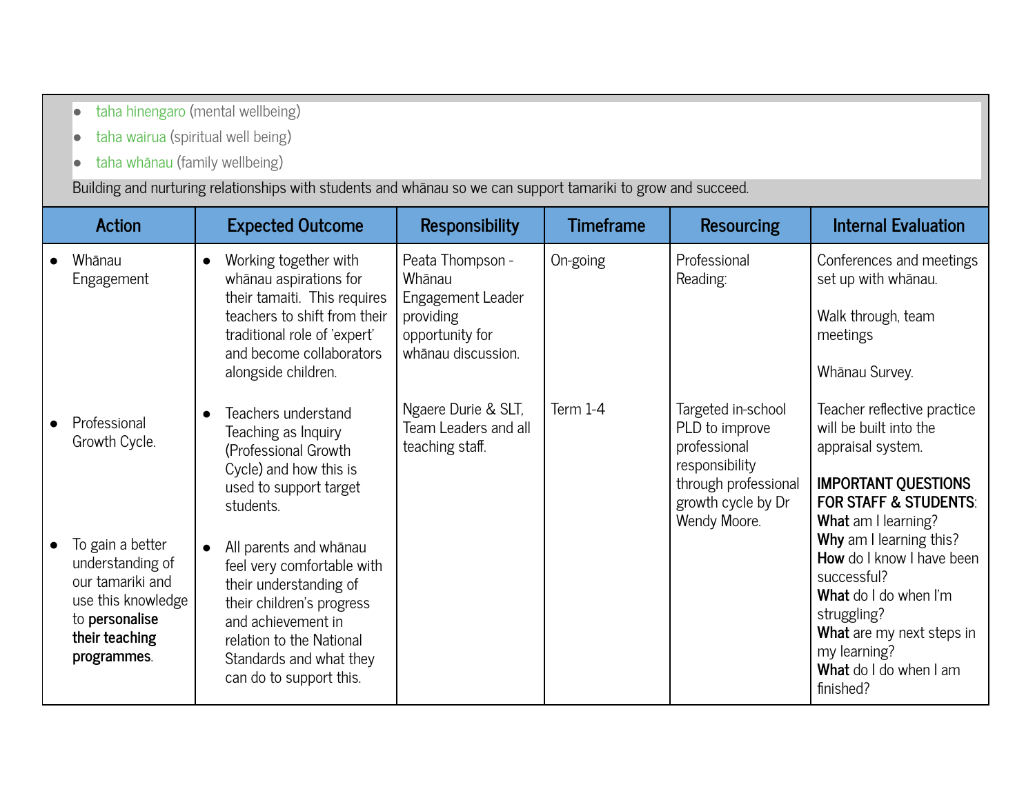- taha hinengaro (mental wellbeing)
- taha wairua (spiritual well being)
- taha whānau (family wellbeing)

Building and nurturing relationships with students and whānau so we can support tamariki to grow and succeed.

| Action | Expected Outcome | Responsibility | Timeframe | Resourcing | Internal Evaluation |
|---|---|---|---|---|---|
| • Whānau Engagement | • Working together with whānau aspirations for their tamaiti. This requires teachers to shift from their traditional role of 'expert' and become collaborators alongside children. | Peata Thompson - Whānau Engagement Leader providing opportunity for whānau discussion. | On-going | Professional Reading: | Conferences and meetings set up with whānau.<br><br>Walk through, team meetings<br><br>Whānau Survey. |
| • Professional Growth Cycle.<br><br>• To gain a better understanding of our tamariki and use this knowledge to **personalise their teaching programmes**. | • Teachers understand Teaching as Inquiry (Professional Growth Cycle) and how this is used to support target students.<br><br>• All parents and whānau feel very comfortable with their understanding of their children's progress and achievement in relation to the National Standards and what they can do to support this. | Ngaere Durie & SLT, Team Leaders and all teaching staff. | Term 1-4 | Targeted in-school PLD to improve professional responsibility through professional growth cycle by Dr Wendy Moore. | Teacher reflective practice will be built into the appraisal system.<br><br>**IMPORTANT QUESTIONS FOR STAFF & STUDENTS**:<br>**What** am I learning?<br>**Why** am I learning this?<br>**How** do I know I have been successful?<br>**What** do I do when I'm struggling?<br>**What** are my next steps in my learning?<br>**What** do I do when I am finished? |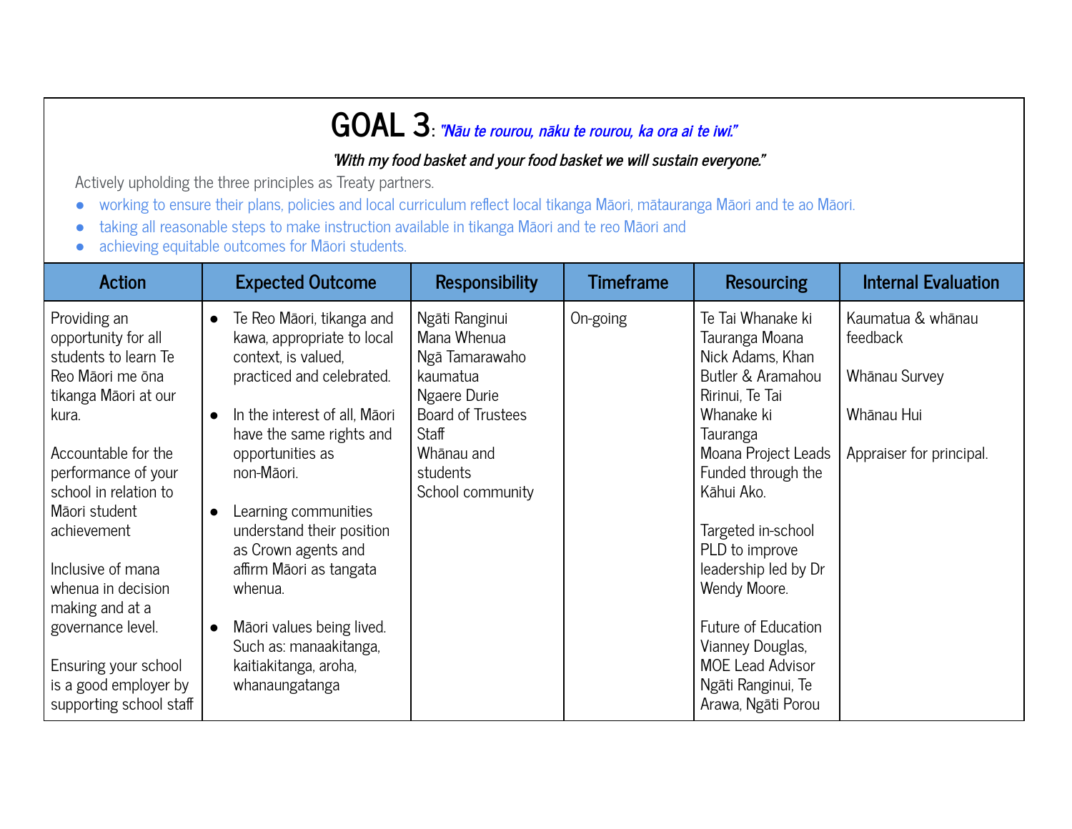# GOAL 3: *"Nāu te rourou, nāku te rourou, ka ora ai te iwi."*

***'With my food basket and your food basket we will sustain everyone."***

Actively upholding the three principles as Treaty partners.

- working to ensure their plans, policies and local curriculum reflect local tikanga Māori, mātauranga Māori and te ao Māori.
- taking all reasonable steps to make instruction available in tikanga Māori and te reo Māori and
- achieving equitable outcomes for Māori students.

| Action | Expected Outcome | Responsibility | Timeframe | Resourcing | Internal Evaluation |
|---|---|---|---|---|---|
| Providing an opportunity for all students to learn Te Reo Māori me ōna tikanga Māori at our kura.<br><br>Accountable for the performance of your school in relation to Māori student achievement<br><br>Inclusive of mana whenua in decision making and at a governance level.<br><br>Ensuring your school is a good employer by supporting school staff | • Te Reo Māori, tikanga and kawa, appropriate to local context, is valued, practiced and celebrated.<br><br>• In the interest of all, Māori have the same rights and opportunities as non-Māori.<br><br>• Learning communities understand their position as Crown agents and affirm Māori as tangata whenua.<br><br>• Māori values being lived. Such as: manaakitanga, kaitiakitanga, aroha, whanaungatanga | Ngāti Ranginui<br>Mana Whenua<br>Ngā Tamarawaho kaumatua<br>Ngaere Durie<br>Board of Trustees<br>Staff<br>Whānau and students<br>School community | On-going | Te Tai Whanake ki Tauranga Moana Nick Adams, Khan Butler & Aramahou Ririnui, Te Tai Whanake ki Tauranga Moana Project Leads Funded through the Kāhui Ako.<br><br>Targeted in-school PLD to improve leadership led by Dr Wendy Moore.<br><br>Future of Education Vianney Douglas, MOE Lead Advisor Ngāti Ranginui, Te Arawa, Ngāti Porou | Kaumatua & whānau feedback<br><br>Whānau Survey<br><br>Whānau Hui<br><br>Appraiser for principal. |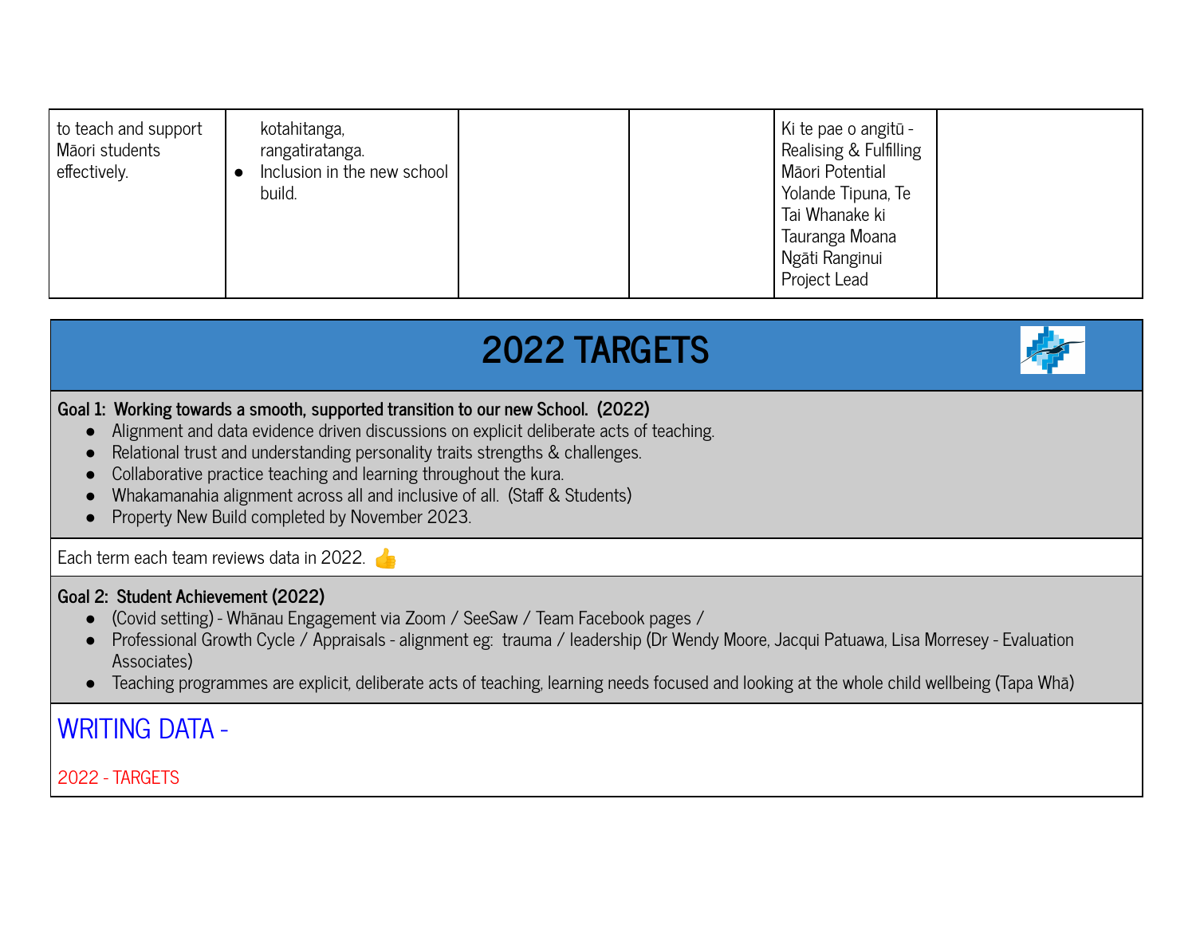| | | | | | |
|---|---|---|---|---|---|
| to teach and support Māori students effectively. | kotahitanga, rangatiratanga.<br>• Inclusion in the new school build. | | | Ki te pae o angitū - Realising & Fulfilling Māori Potential Yolande Tipuna, Te Tai Whanake ki Tauranga Moana Ngāti Ranginui Project Lead | |

# 2022 TARGETS

**Goal 1: Working towards a smooth, supported transition to our new School. (2022)**

- Alignment and data evidence driven discussions on explicit deliberate acts of teaching.
- Relational trust and understanding personality traits strengths & challenges.
- Collaborative practice teaching and learning throughout the kura.
- Whakamanahia alignment across all and inclusive of all. (Staff & Students)
- Property New Build completed by November 2023.

Each term each team reviews data in 2022. 👍

**Goal 2: Student Achievement (2022)**

- (Covid setting) - Whānau Engagement via Zoom / SeeSaw / Team Facebook pages /
- Professional Growth Cycle / Appraisals - alignment eg: trauma / leadership (Dr Wendy Moore, Jacqui Patuawa, Lisa Morresey - Evaluation Associates)
- Teaching programmes are explicit, deliberate acts of teaching, learning needs focused and looking at the whole child wellbeing (Tapa Whā)

## WRITING DATA -

2022 - TARGETS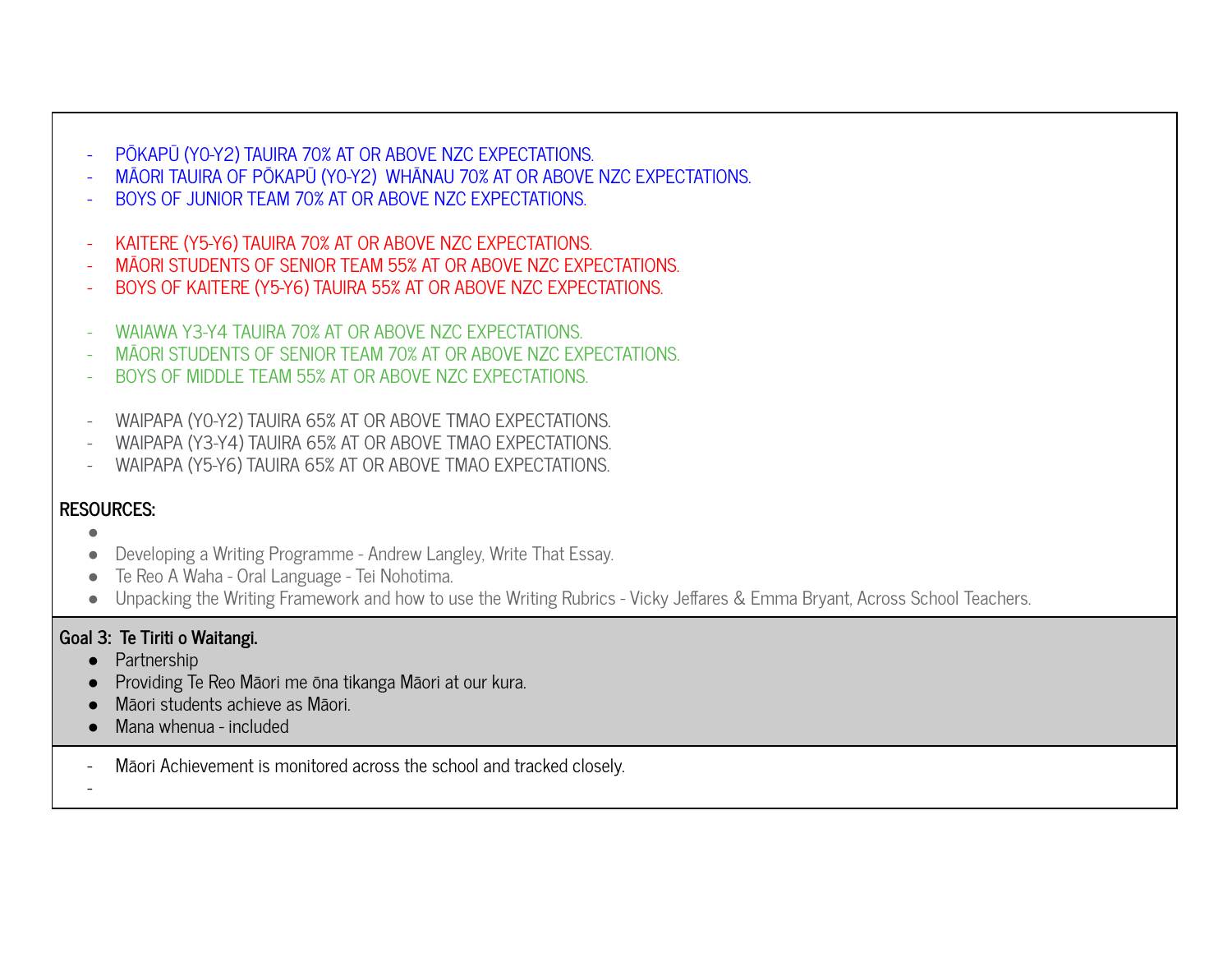- PŌKAPŪ (Y0-Y2) TAUIRA 70% AT OR ABOVE NZC EXPECTATIONS.
- MĀORI TAUIRA OF PŌKAPŪ (Y0-Y2) WHĀNAU 70% AT OR ABOVE NZC EXPECTATIONS.
- BOYS OF JUNIOR TEAM 70% AT OR ABOVE NZC EXPECTATIONS.

- KAITERE (Y5-Y6) TAUIRA 70% AT OR ABOVE NZC EXPECTATIONS.
- MĀORI STUDENTS OF SENIOR TEAM 55% AT OR ABOVE NZC EXPECTATIONS.
- BOYS OF KAITERE (Y5-Y6) TAUIRA 55% AT OR ABOVE NZC EXPECTATIONS.

- WAIAWA Y3-Y4 TAUIRA 70% AT OR ABOVE NZC EXPECTATIONS.
- MĀORI STUDENTS OF SENIOR TEAM 70% AT OR ABOVE NZC EXPECTATIONS.
- BOYS OF MIDDLE TEAM 55% AT OR ABOVE NZC EXPECTATIONS.

- WAIPAPA (Y0-Y2) TAUIRA 65% AT OR ABOVE TMAO EXPECTATIONS.
- WAIPAPA (Y3-Y4) TAUIRA 65% AT OR ABOVE TMAO EXPECTATIONS.
- WAIPAPA (Y5-Y6) TAUIRA 65% AT OR ABOVE TMAO EXPECTATIONS.

**RESOURCES:**

- 
- Developing a Writing Programme - Andrew Langley, Write That Essay.
- Te Reo A Waha - Oral Language - Tei Nohotima.
- Unpacking the Writing Framework and how to use the Writing Rubrics - Vicky Jeffares & Emma Bryant, Across School Teachers.

**Goal 3: Te Tiriti o Waitangi.**

- Partnership
- Providing Te Reo Māori me ōna tikanga Māori at our kura.
- Māori students achieve as Māori.
- Mana whenua - included

- Māori Achievement is monitored across the school and tracked closely.
-